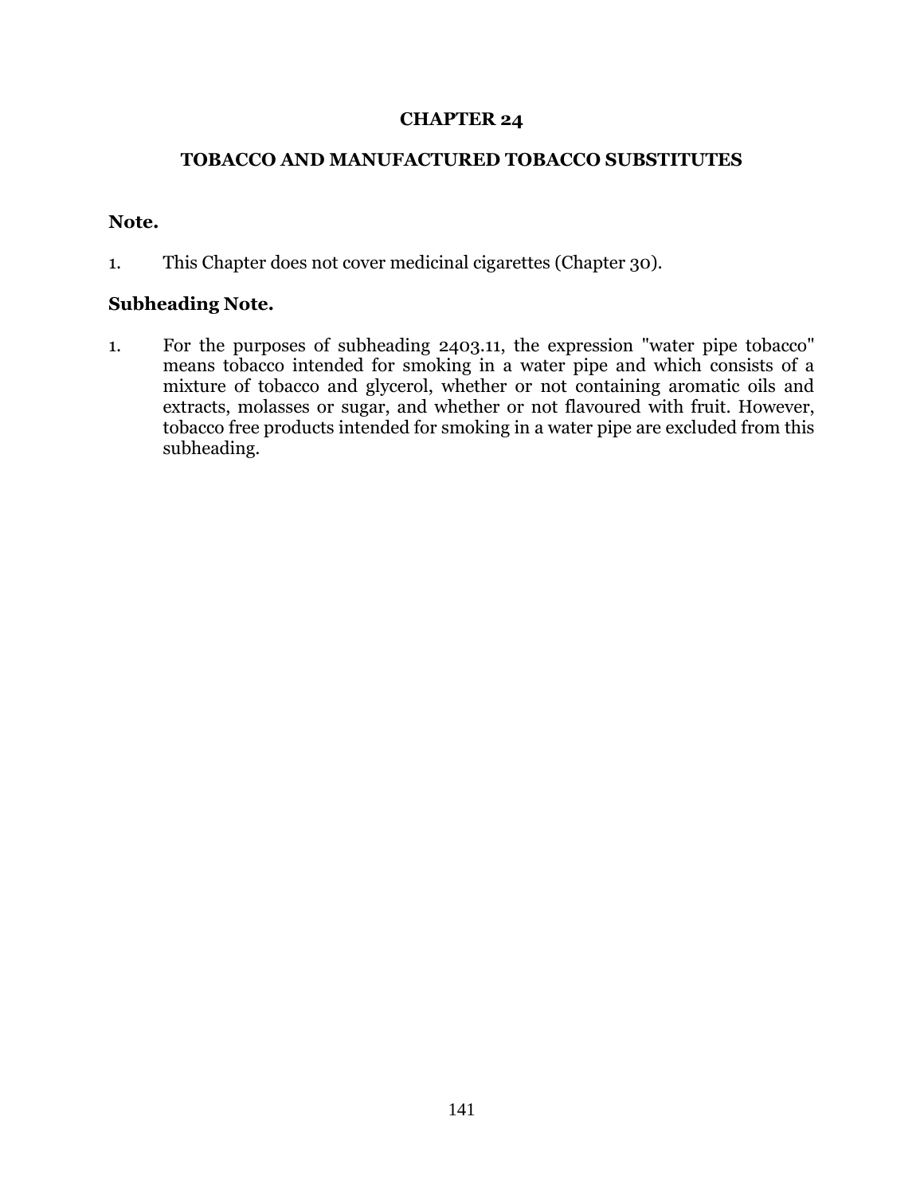# CHAPTER 24

## TOBACCO AND MANUFACTURED TOBACCO SUBSTITUTES

### Note.

1. This Chapter does not cover medicinal cigarettes (Chapter 30).

### Subheading Note.

1. For the purposes of subheading 2403.11, the expression "water pipe tobacco" means tobacco intended for smoking in a water pipe and which consists of a mixture of tobacco and glycerol, whether or not containing aromatic oils and extracts, molasses or sugar, and whether or not flavoured with fruit. However, tobacco free products intended for smoking in a water pipe are excluded from this subheading.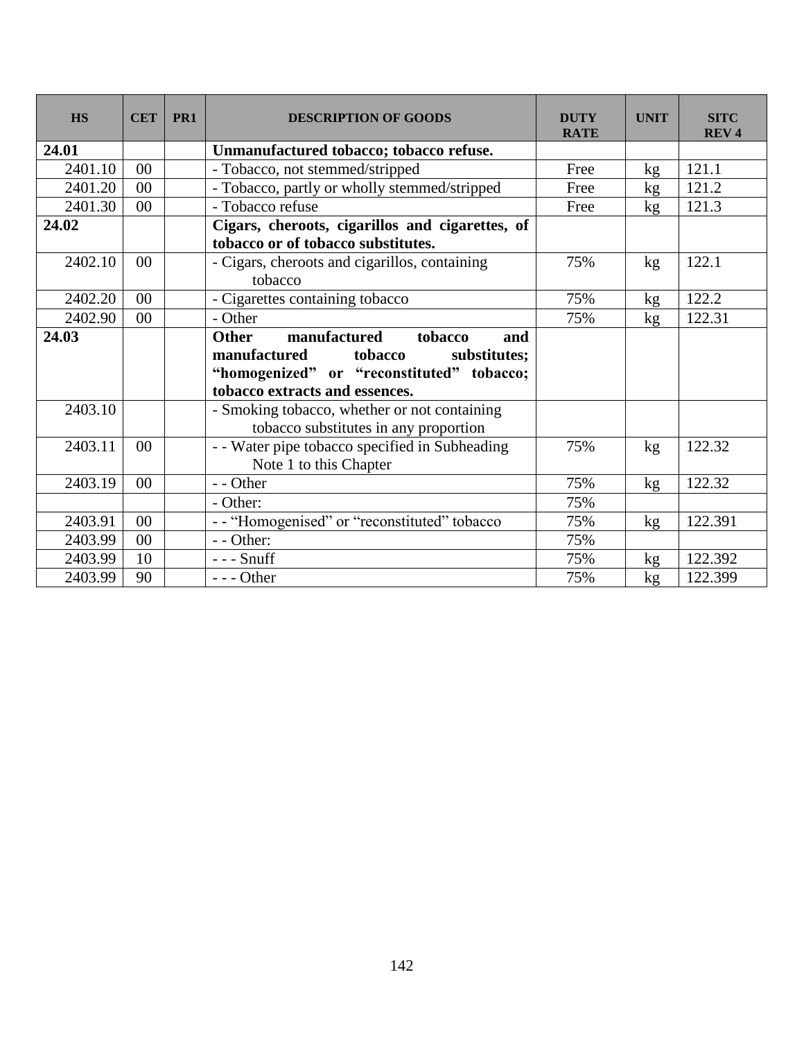| HS | CET | PR1 | DESCRIPTION OF GOODS | DUTY RATE | UNIT | SITC REV 4 |
|---|---|---|---|---|---|---|
| **24.01** | | | **Unmanufactured tobacco; tobacco refuse.** | | | |
| 2401.10 | 00 | | - Tobacco, not stemmed/stripped | Free | kg | 121.1 |
| 2401.20 | 00 | | - Tobacco, partly or wholly stemmed/stripped | Free | kg | 121.2 |
| 2401.30 | 00 | | - Tobacco refuse | Free | kg | 121.3 |
| **24.02** | | | **Cigars, cheroots, cigarillos and cigarettes, of tobacco or of tobacco substitutes.** | | | |
| 2402.10 | 00 | | - Cigars, cheroots and cigarillos, containing tobacco | 75% | kg | 122.1 |
| 2402.20 | 00 | | - Cigarettes containing tobacco | 75% | kg | 122.2 |
| 2402.90 | 00 | | - Other | 75% | kg | 122.31 |
| **24.03** | | | **Other manufactured tobacco and manufactured tobacco substitutes; "homogenized" or "reconstituted" tobacco; tobacco extracts and essences.** | | | |
| 2403.10 | | | - Smoking tobacco, whether or not containing tobacco substitutes in any proportion | | | |
| 2403.11 | 00 | | - - Water pipe tobacco specified in Subheading Note 1 to this Chapter | 75% | kg | 122.32 |
| 2403.19 | 00 | | - - Other | 75% | kg | 122.32 |
| | | | - Other: | 75% | | |
| 2403.91 | 00 | | - - "Homogenised" or "reconstituted" tobacco | 75% | kg | 122.391 |
| 2403.99 | 00 | | - - Other: | 75% | | |
| 2403.99 | 10 | | - - - Snuff | 75% | kg | 122.392 |
| 2403.99 | 90 | | - - - Other | 75% | kg | 122.399 |